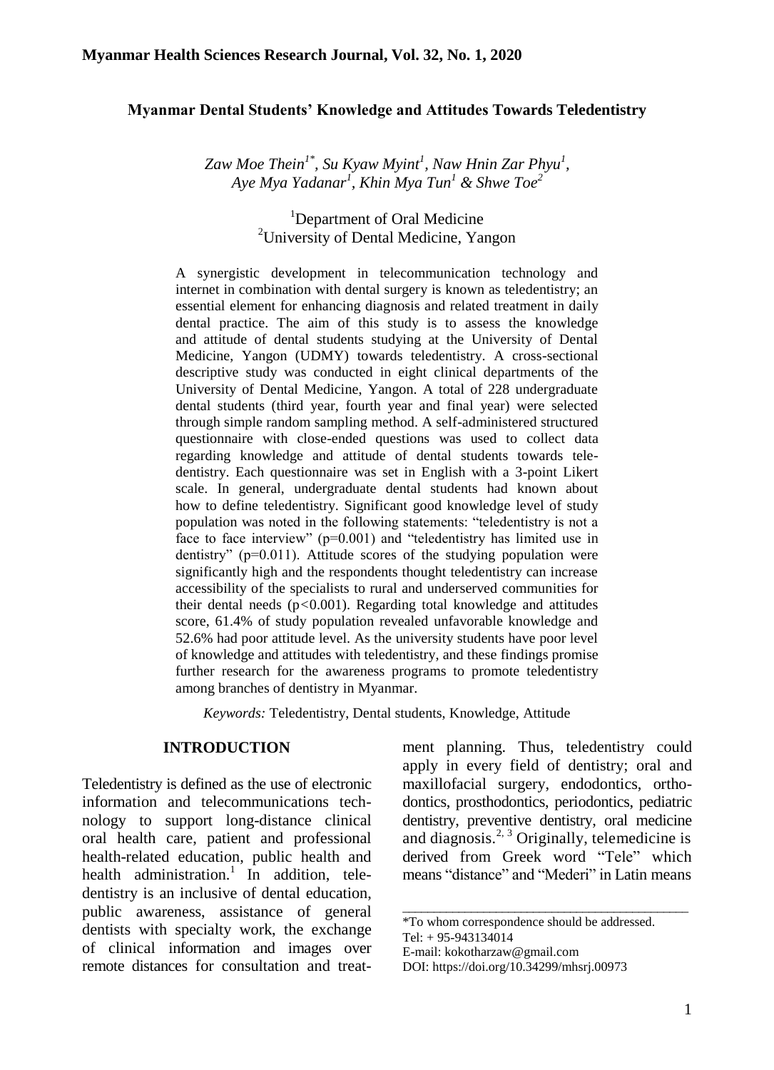# Myanmar Dental Students' Knowledge and Attitudes Towards Teledentistry

*Zaw Moe Thein[1*], Su Kyaw Myint[1], Naw Hnin Zar Phyu[1], Aye Mya Yadanar[1], Khin Mya Tun[1] & Shwe Toe[2]*

[1]Department of Oral Medicine
[2]University of Dental Medicine, Yangon

A synergistic development in telecommunication technology and internet in combination with dental surgery is known as teledentistry; an essential element for enhancing diagnosis and related treatment in daily dental practice. The aim of this study is to assess the knowledge and attitude of dental students studying at the University of Dental Medicine, Yangon (UDMY) towards teledentistry. A cross-sectional descriptive study was conducted in eight clinical departments of the University of Dental Medicine, Yangon. A total of 228 undergraduate dental students (third year, fourth year and final year) were selected through simple random sampling method. A self-administered structured questionnaire with close-ended questions was used to collect data regarding knowledge and attitude of dental students towards teledentistry. Each questionnaire was set in English with a 3-point Likert scale. In general, undergraduate dental students had known about how to define teledentistry. Significant good knowledge level of study population was noted in the following statements: "teledentistry is not a face to face interview" ($p=0.001$) and "teledentistry has limited use in dentistry" ($p=0.011$). Attitude scores of the studying population were significantly high and the respondents thought teledentistry can increase accessibility of the specialists to rural and underserved communities for their dental needs ($p<0.001$). Regarding total knowledge and attitudes score, 61.4% of study population revealed unfavorable knowledge and 52.6% had poor attitude level. As the university students have poor level of knowledge and attitudes with teledentistry, and these findings promise further research for the awareness programs to promote teledentistry among branches of dentistry in Myanmar.

*Keywords:* Teledentistry, Dental students, Knowledge, Attitude

## INTRODUCTION

Teledentistry is defined as the use of electronic information and telecommunications technology to support long-distance clinical oral health care, patient and professional health-related education, public health and health administration.[1] In addition, teledentistry is an inclusive of dental education, public awareness, assistance of general dentists with specialty work, the exchange of clinical information and images over remote distances for consultation and treatment planning. Thus, teledentistry could apply in every field of dentistry; oral and maxillofacial surgery, endodontics, orthodontics, prosthodontics, periodontics, pediatric dentistry, preventive dentistry, oral medicine and diagnosis.[2, 3] Originally, telemedicine is derived from Greek word "Tele" which means "distance" and "Mederi" in Latin means

---

*To whom correspondence should be addressed.
Tel: + 95-943134014
E-mail: kokotharzaw@gmail.com
DOI: https://doi.org/10.34299/mhsrj.00973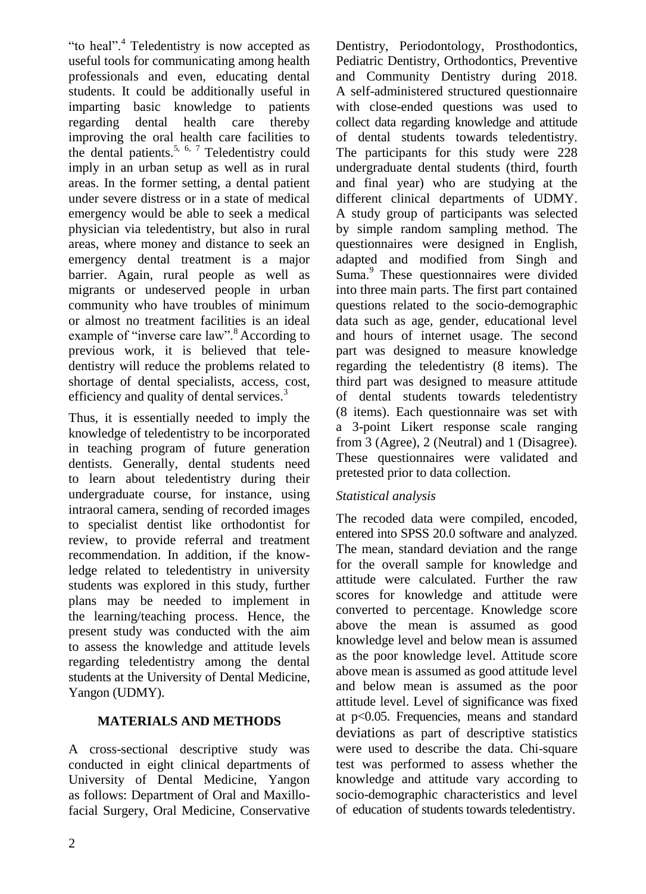"to heal".[4] Teledentistry is now accepted as useful tools for communicating among health professionals and even, educating dental students. It could be additionally useful in imparting basic knowledge to patients regarding dental health care thereby improving the oral health care facilities to the dental patients.[5, 6, 7] Teledentistry could imply in an urban setup as well as in rural areas. In the former setting, a dental patient under severe distress or in a state of medical emergency would be able to seek a medical physician via teledentistry, but also in rural areas, where money and distance to seek an emergency dental treatment is a major barrier. Again, rural people as well as migrants or undeserved people in urban community who have troubles of minimum or almost no treatment facilities is an ideal example of "inverse care law".[8] According to previous work, it is believed that tele-dentistry will reduce the problems related to shortage of dental specialists, access, cost, efficiency and quality of dental services.[3]

Thus, it is essentially needed to imply the knowledge of teledentistry to be incorporated in teaching program of future generation dentists. Generally, dental students need to learn about teledentistry during their undergraduate course, for instance, using intraoral camera, sending of recorded images to specialist dentist like orthodontist for review, to provide referral and treatment recommendation. In addition, if the knowledge related to teledentistry in university students was explored in this study, further plans may be needed to implement in the learning/teaching process. Hence, the present study was conducted with the aim to assess the knowledge and attitude levels regarding teledentistry among the dental students at the University of Dental Medicine, Yangon (UDMY).

## MATERIALS AND METHODS

A cross-sectional descriptive study was conducted in eight clinical departments of University of Dental Medicine, Yangon as follows: Department of Oral and Maxillofacial Surgery, Oral Medicine, Conservative Dentistry, Periodontology, Prosthodontics, Pediatric Dentistry, Orthodontics, Preventive and Community Dentistry during 2018. A self-administered structured questionnaire with close-ended questions was used to collect data regarding knowledge and attitude of dental students towards teledentistry. The participants for this study were 228 undergraduate dental students (third, fourth and final year) who are studying at the different clinical departments of UDMY. A study group of participants was selected by simple random sampling method. The questionnaires were designed in English, adapted and modified from Singh and Suma.[9] These questionnaires were divided into three main parts. The first part contained questions related to the socio-demographic data such as age, gender, educational level and hours of internet usage. The second part was designed to measure knowledge regarding the teledentistry (8 items). The third part was designed to measure attitude of dental students towards teledentistry (8 items). Each questionnaire was set with a 3-point Likert response scale ranging from 3 (Agree), 2 (Neutral) and 1 (Disagree). These questionnaires were validated and pretested prior to data collection.

### *Statistical analysis*

The recoded data were compiled, encoded, entered into SPSS 20.0 software and analyzed. The mean, standard deviation and the range for the overall sample for knowledge and attitude were calculated. Further the raw scores for knowledge and attitude were converted to percentage. Knowledge score above the mean is assumed as good knowledge level and below mean is assumed as the poor knowledge level. Attitude score above mean is assumed as good attitude level and below mean is assumed as the poor attitude level. Level of significance was fixed at $p<0.05$. Frequencies, means and standard deviations as part of descriptive statistics were used to describe the data. Chi-square test was performed to assess whether the knowledge and attitude vary according to socio-demographic characteristics and level of education of students towards teledentistry.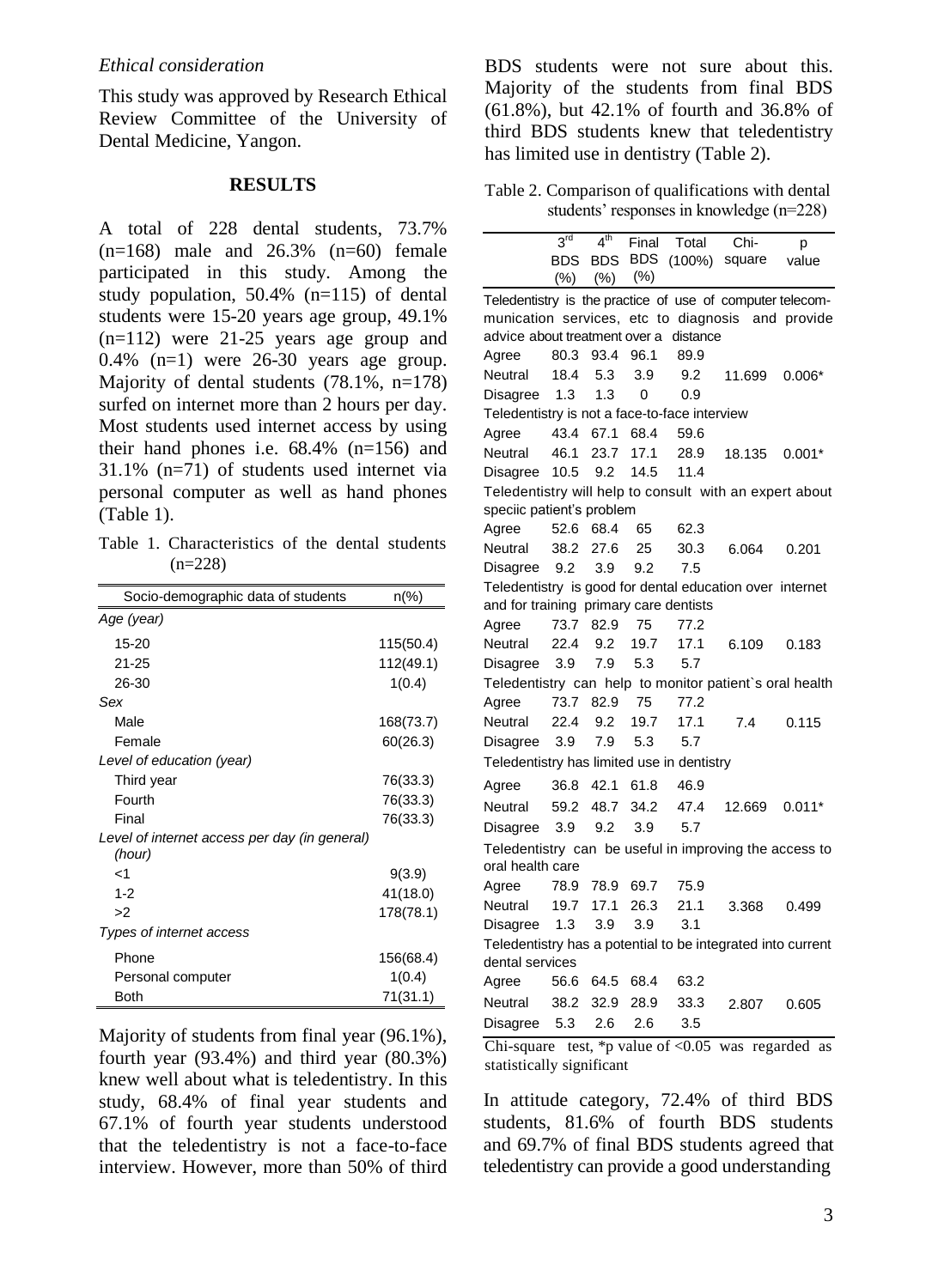### *Ethical consideration*

This study was approved by Research Ethical Review Committee of the University of Dental Medicine, Yangon.

## RESULTS

A total of 228 dental students, 73.7% (n=168) male and 26.3% (n=60) female participated in this study. Among the study population, 50.4% (n=115) of dental students were 15-20 years age group, 49.1% (n=112) were 21-25 years age group and 0.4% (n=1) were 26-30 years age group. Majority of dental students (78.1%, n=178) surfed on internet more than 2 hours per day. Most students used internet access by using their hand phones i.e. 68.4% (n=156) and 31.1% (n=71) of students used internet via personal computer as well as hand phones (Table 1).

Table 1. Characteristics of the dental students (n=228)

| Socio-demographic data of students | n(%) |
|---|---|
| *Age (year)* | |
| 15-20 | 115(50.4) |
| 21-25 | 112(49.1) |
| 26-30 | 1(0.4) |
| *Sex* | |
| Male | 168(73.7) |
| Female | 60(26.3) |
| *Level of education (year)* | |
| Third year | 76(33.3) |
| Fourth | 76(33.3) |
| Final | 76(33.3) |
| *Level of internet access per day (in general) (hour)* | |
| <1 | 9(3.9) |
| 1-2 | 41(18.0) |
| >2 | 178(78.1) |
| *Types of internet access* | |
| Phone | 156(68.4) |
| Personal computer | 1(0.4) |
| Both | 71(31.1) |

Majority of students from final year (96.1%), fourth year (93.4%) and third year (80.3%) knew well about what is teledentistry. In this study, 68.4% of final year students and 67.1% of fourth year students understood that the teledentistry is not a face-to-face interview. However, more than 50% of third BDS students were not sure about this. Majority of the students from final BDS (61.8%), but 42.1% of fourth and 36.8% of third BDS students knew that teledentistry has limited use in dentistry (Table 2).

Table 2. Comparison of qualifications with dental students' responses in knowledge (n=228)

| | 3rd BDS (%) | 4th BDS (%) | Final BDS (%) | Total (100%) | Chi-square | p value |
|---|---|---|---|---|---|---|
| **Teledentistry is the practice of use of computer telecommunication services, etc to diagnosis and provide advice about treatment over a distance** | | | | | | |
| Agree | 80.3 | 93.4 | 96.1 | 89.9 | | |
| Neutral | 18.4 | 5.3 | 3.9 | 9.2 | 11.699 | 0.006* |
| Disagree | 1.3 | 1.3 | 0 | 0.9 | | |
| **Teledentistry is not a face-to-face interview** | | | | | | |
| Agree | 43.4 | 67.1 | 68.4 | 59.6 | | |
| Neutral | 46.1 | 23.7 | 17.1 | 28.9 | 18.135 | 0.001* |
| Disagree | 10.5 | 9.2 | 14.5 | 11.4 | | |
| **Teledentistry will help to consult with an expert about speciic patient's problem** | | | | | | |
| Agree | 52.6 | 68.4 | 65 | 62.3 | | |
| Neutral | 38.2 | 27.6 | 25 | 30.3 | 6.064 | 0.201 |
| Disagree | 9.2 | 3.9 | 9.2 | 7.5 | | |
| **Teledentistry is good for dental education over internet and for training primary care dentists** | | | | | | |
| Agree | 73.7 | 82.9 | 75 | 77.2 | | |
| Neutral | 22.4 | 9.2 | 19.7 | 17.1 | 6.109 | 0.183 |
| Disagree | 3.9 | 7.9 | 5.3 | 5.7 | | |
| **Teledentistry can help to monitor patient`s oral health** | | | | | | |
| Agree | 73.7 | 82.9 | 75 | 77.2 | | |
| Neutral | 22.4 | 9.2 | 19.7 | 17.1 | 7.4 | 0.115 |
| Disagree | 3.9 | 7.9 | 5.3 | 5.7 | | |
| **Teledentistry has limited use in dentistry** | | | | | | |
| Agree | 36.8 | 42.1 | 61.8 | 46.9 | | |
| Neutral | 59.2 | 48.7 | 34.2 | 47.4 | 12.669 | 0.011* |
| Disagree | 3.9 | 9.2 | 3.9 | 5.7 | | |
| **Teledentistry can be useful in improving the access to oral health care** | | | | | | |
| Agree | 78.9 | 78.9 | 69.7 | 75.9 | | |
| Neutral | 19.7 | 17.1 | 26.3 | 21.1 | 3.368 | 0.499 |
| Disagree | 1.3 | 3.9 | 3.9 | 3.1 | | |
| **Teledentistry has a potential to be integrated into current dental services** | | | | | | |
| Agree | 56.6 | 64.5 | 68.4 | 63.2 | | |
| Neutral | 38.2 | 32.9 | 28.9 | 33.3 | 2.807 | 0.605 |
| Disagree | 5.3 | 2.6 | 2.6 | 3.5 | | |

Chi-square test, *p value of <0.05 was regarded as statistically significant

In attitude category, 72.4% of third BDS students, 81.6% of fourth BDS students and 69.7% of final BDS students agreed that teledentistry can provide a good understanding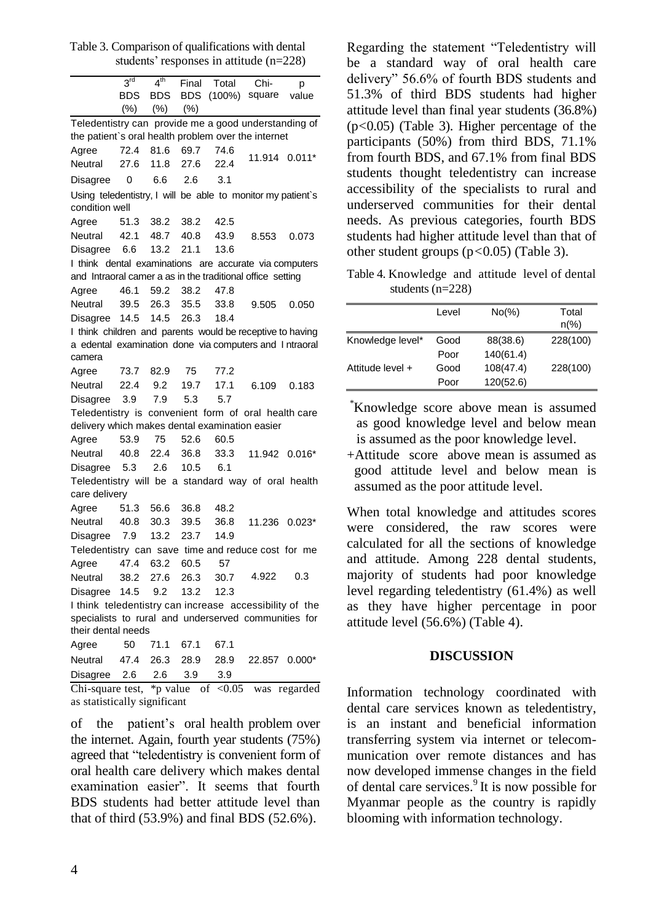Table 3. Comparison of qualifications with dental students' responses in attitude (n=228)

| | 3rd BDS (%) | 4th BDS (%) | Final BDS (%) | Total (100%) | Chi-square | p value |
|---|---|---|---|---|---|---|
| Teledentistry can provide me a good understanding of the patient`s oral health problem over the internet | | | | | | |
| Agree | 72.4 | 81.6 | 69.7 | 74.6 | 11.914 | 0.011* |
| Neutral | 27.6 | 11.8 | 27.6 | 22.4 | | |
| Disagree | 0 | 6.6 | 2.6 | 3.1 | | |
| Using teledentistry, I will be able to monitor my patient`s condition well | | | | | | |
| Agree | 51.3 | 38.2 | 38.2 | 42.5 | 8.553 | 0.073 |
| Neutral | 42.1 | 48.7 | 40.8 | 43.9 | | |
| Disagree | 6.6 | 13.2 | 21.1 | 13.6 | | |
| I think dental examinations are accurate via computers and Intraoral camer a as in the traditional office setting | | | | | | |
| Agree | 46.1 | 59.2 | 38.2 | 47.8 | 9.505 | 0.050 |
| Neutral | 39.5 | 26.3 | 35.5 | 33.8 | | |
| Disagree | 14.5 | 14.5 | 26.3 | 18.4 | | |
| I think children and parents would be receptive to having a edental examination done via computers and I ntraoral camera | | | | | | |
| Agree | 73.7 | 82.9 | 75 | 77.2 | 6.109 | 0.183 |
| Neutral | 22.4 | 9.2 | 19.7 | 17.1 | | |
| Disagree | 3.9 | 7.9 | 5.3 | 5.7 | | |
| Teledentistry is convenient form of oral health care delivery which makes dental examination easier | | | | | | |
| Agree | 53.9 | 75 | 52.6 | 60.5 | 11.942 | 0.016* |
| Neutral | 40.8 | 22.4 | 36.8 | 33.3 | | |
| Disagree | 5.3 | 2.6 | 10.5 | 6.1 | | |
| Teledentistry will be a standard way of oral health care delivery | | | | | | |
| Agree | 51.3 | 56.6 | 36.8 | 48.2 | 11.236 | 0.023* |
| Neutral | 40.8 | 30.3 | 39.5 | 36.8 | | |
| Disagree | 7.9 | 13.2 | 23.7 | 14.9 | | |
| Teledentistry can save time and reduce cost for me | | | | | | |
| Agree | 47.4 | 63.2 | 60.5 | 57 | 4.922 | 0.3 |
| Neutral | 38.2 | 27.6 | 26.3 | 30.7 | | |
| Disagree | 14.5 | 9.2 | 13.2 | 12.3 | | |
| I think teledentistry can increase accessibility of the specialists to rural and underserved communities for their dental needs | | | | | | |
| Agree | 50 | 71.1 | 67.1 | 67.1 | 22.857 | 0.000* |
| Neutral | 47.4 | 26.3 | 28.9 | 28.9 | | |
| Disagree | 2.6 | 2.6 | 3.9 | 3.9 | | |

Chi-square test, *p value of <0.05 was regarded as statistically significant

of the patient's oral health problem over the internet. Again, fourth year students (75%) agreed that "teledentistry is convenient form of oral health care delivery which makes dental examination easier". It seems that fourth BDS students had better attitude level than that of third (53.9%) and final BDS (52.6%).

Regarding the statement "Teledentistry will be a standard way of oral health care delivery" 56.6% of fourth BDS students and 51.3% of third BDS students had higher attitude level than final year students (36.8%) ($p<0.05$) (Table 3). Higher percentage of the participants (50%) from third BDS, 71.1% from fourth BDS, and 67.1% from final BDS students thought teledentistry can increase accessibility of the specialists to rural and underserved communities for their dental needs. As previous categories, fourth BDS students had higher attitude level than that of other student groups ($p<0.05$) (Table 3).

Table 4. Knowledge and attitude level of dental students (n=228)

| | Level | No(%) | Total n(%) |
|---|---|---|---|
| Knowledge level* | Good | 88(38.6) | 228(100) |
| | Poor | 140(61.4) | |
| Attitude level + | Good | 108(47.4) | 228(100) |
| | Poor | 120(52.6) | |

*Knowledge score above mean is assumed as good knowledge level and below mean is assumed as the poor knowledge level.

+Attitude score above mean is assumed as good attitude level and below mean is assumed as the poor attitude level.

When total knowledge and attitudes scores were considered, the raw scores were calculated for all the sections of knowledge and attitude. Among 228 dental students, majority of students had poor knowledge level regarding teledentistry (61.4%) as well as they have higher percentage in poor attitude level (56.6%) (Table 4).

## DISCUSSION

Information technology coordinated with dental care services known as teledentistry, is an instant and beneficial information transferring system via internet or telecommunication over remote distances and has now developed immense changes in the field of dental care services.[9] It is now possible for Myanmar people as the country is rapidly blooming with information technology.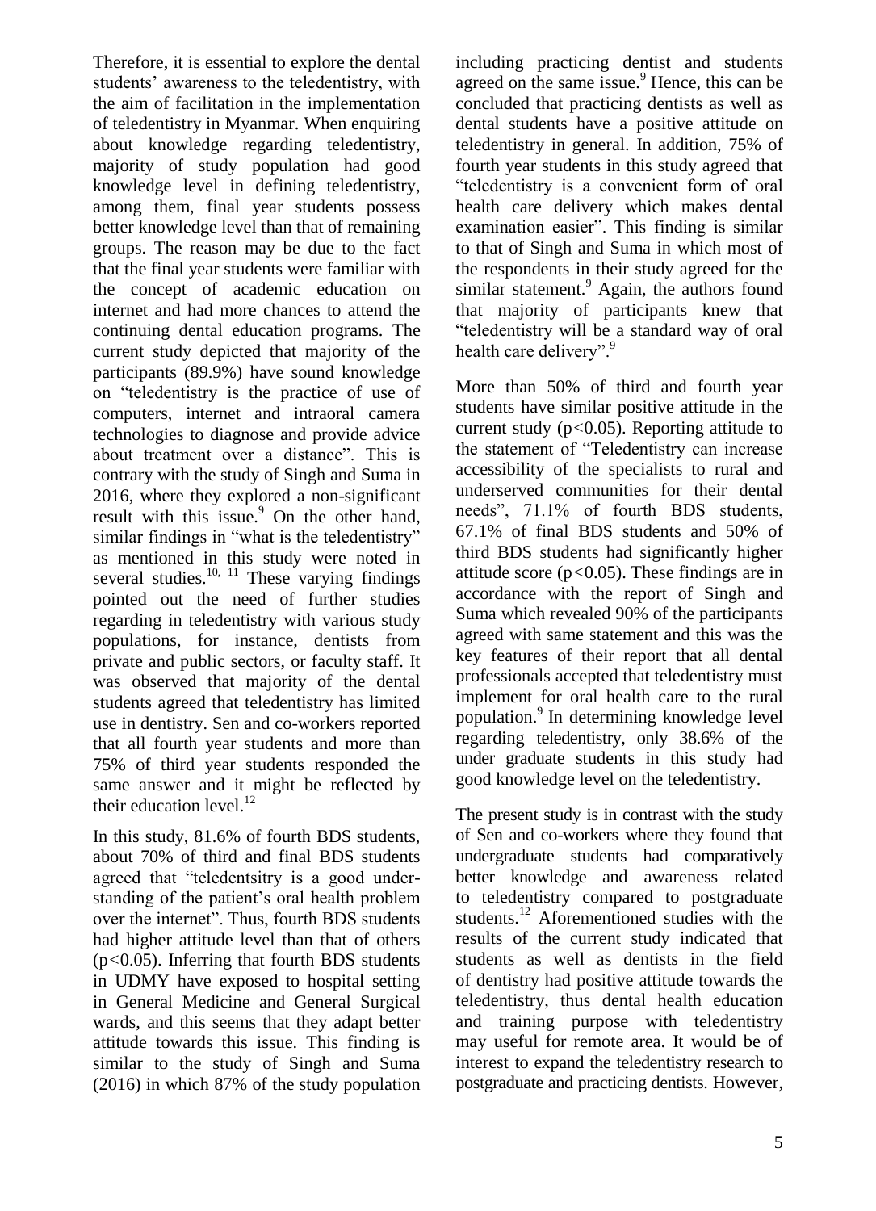Therefore, it is essential to explore the dental students' awareness to the teledentistry, with the aim of facilitation in the implementation of teledentistry in Myanmar. When enquiring about knowledge regarding teledentistry, majority of study population had good knowledge level in defining teledentistry, among them, final year students possess better knowledge level than that of remaining groups. The reason may be due to the fact that the final year students were familiar with the concept of academic education on internet and had more chances to attend the continuing dental education programs. The current study depicted that majority of the participants (89.9%) have sound knowledge on "teledentistry is the practice of use of computers, internet and intraoral camera technologies to diagnose and provide advice about treatment over a distance". This is contrary with the study of Singh and Suma in 2016, where they explored a non-significant result with this issue.[9] On the other hand, similar findings in "what is the teledentistry" as mentioned in this study were noted in several studies.[10, 11] These varying findings pointed out the need of further studies regarding in teledentistry with various study populations, for instance, dentists from private and public sectors, or faculty staff. It was observed that majority of the dental students agreed that teledentistry has limited use in dentistry. Sen and co-workers reported that all fourth year students and more than 75% of third year students responded the same answer and it might be reflected by their education level.[12]

In this study, 81.6% of fourth BDS students, about 70% of third and final BDS students agreed that "teledentsitry is a good understanding of the patient's oral health problem over the internet". Thus, fourth BDS students had higher attitude level than that of others ($p<0.05$). Inferring that fourth BDS students in UDMY have exposed to hospital setting in General Medicine and General Surgical wards, and this seems that they adapt better attitude towards this issue. This finding is similar to the study of Singh and Suma (2016) in which 87% of the study population including practicing dentist and students agreed on the same issue.[9] Hence, this can be concluded that practicing dentists as well as dental students have a positive attitude on teledentistry in general. In addition, 75% of fourth year students in this study agreed that "teledentistry is a convenient form of oral health care delivery which makes dental examination easier". This finding is similar to that of Singh and Suma in which most of the respondents in their study agreed for the similar statement.[9] Again, the authors found that majority of participants knew that "teledentistry will be a standard way of oral health care delivery".[9]

More than 50% of third and fourth year students have similar positive attitude in the current study ($p<0.05$). Reporting attitude to the statement of "Teledentistry can increase accessibility of the specialists to rural and underserved communities for their dental needs", 71.1% of fourth BDS students, 67.1% of final BDS students and 50% of third BDS students had significantly higher attitude score ($p<0.05$). These findings are in accordance with the report of Singh and Suma which revealed 90% of the participants agreed with same statement and this was the key features of their report that all dental professionals accepted that teledentistry must implement for oral health care to the rural population.[9] In determining knowledge level regarding teledentistry, only 38.6% of the under graduate students in this study had good knowledge level on the teledentistry.

The present study is in contrast with the study of Sen and co-workers where they found that undergraduate students had comparatively better knowledge and awareness related to teledentistry compared to postgraduate students.[12] Aforementioned studies with the results of the current study indicated that students as well as dentists in the field of dentistry had positive attitude towards the teledentistry, thus dental health education and training purpose with teledentistry may useful for remote area. It would be of interest to expand the teledentistry research to postgraduate and practicing dentists. However,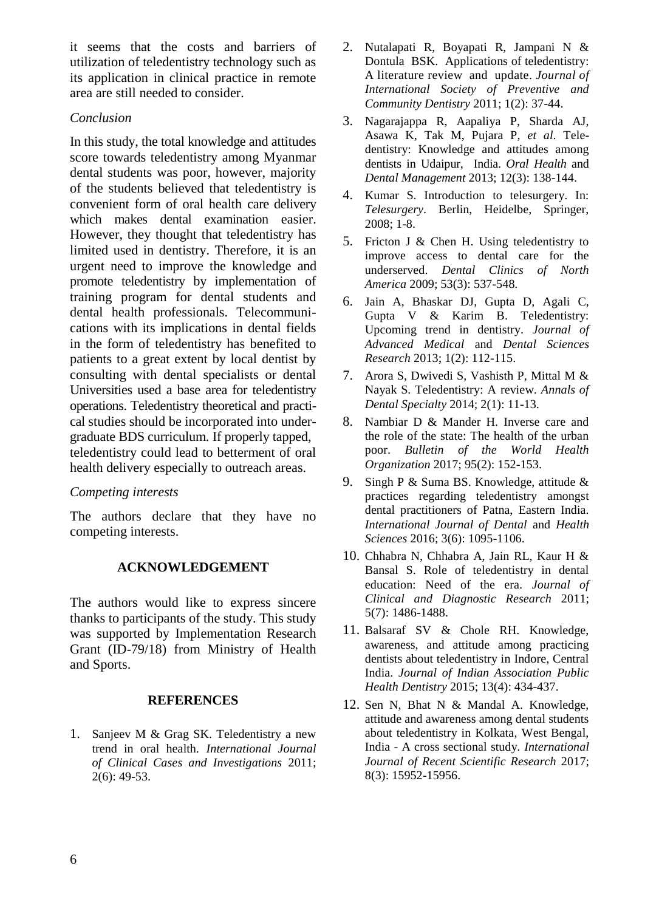it seems that the costs and barriers of utilization of teledentistry technology such as its application in clinical practice in remote area are still needed to consider.

### *Conclusion*

In this study, the total knowledge and attitudes score towards teledentistry among Myanmar dental students was poor, however, majority of the students believed that teledentistry is convenient form of oral health care delivery which makes dental examination easier. However, they thought that teledentistry has limited used in dentistry. Therefore, it is an urgent need to improve the knowledge and promote teledentistry by implementation of training program for dental students and dental health professionals. Telecommunications with its implications in dental fields in the form of teledentistry has benefited to patients to a great extent by local dentist by consulting with dental specialists or dental Universities used a base area for teledentistry operations. Teledentistry theoretical and practical studies should be incorporated into undergraduate BDS curriculum. If properly tapped, teledentistry could lead to betterment of oral health delivery especially to outreach areas.

### *Competing interests*

The authors declare that they have no competing interests.

## ACKNOWLEDGEMENT

The authors would like to express sincere thanks to participants of the study. This study was supported by Implementation Research Grant (ID-79/18) from Ministry of Health and Sports.

## REFERENCES

1. Sanjeev M & Grag SK. Teledentistry a new trend in oral health. *International Journal of Clinical Cases and Investigations* 2011; 2(6): 49-53.
2. Nutalapati R, Boyapati R, Jampani N & Dontula BSK. Applications of teledentistry: A literature review and update. *Journal of International Society of Preventive and Community Dentistry* 2011; 1(2): 37-44.
3. Nagarajappa R, Aapaliya P, Sharda AJ, Asawa K, Tak M, Pujara P, *et al*. Teledentistry: Knowledge and attitudes among dentists in Udaipur, India. *Oral Health* and *Dental Management* 2013; 12(3): 138-144.
4. Kumar S. Introduction to telesurgery. In: *Telesurgery*. Berlin, Heidelbe, Springer, 2008; 1-8.
5. Fricton J & Chen H. Using teledentistry to improve access to dental care for the underserved. *Dental Clinics of North America* 2009; 53(3): 537-548.
6. Jain A, Bhaskar DJ, Gupta D, Agali C, Gupta V & Karim B. Teledentistry: Upcoming trend in dentistry. *Journal of Advanced Medical* and *Dental Sciences Research* 2013; 1(2): 112-115.
7. Arora S, Dwivedi S, Vashisth P, Mittal M & Nayak S. Teledentistry: A review. *Annals of Dental Specialty* 2014; 2(1): 11-13.
8. Nambiar D & Mander H. Inverse care and the role of the state: The health of the urban poor. *Bulletin of the World Health Organization* 2017; 95(2): 152-153.
9. Singh P & Suma BS. Knowledge, attitude & practices regarding teledentistry amongst dental practitioners of Patna, Eastern India. *International Journal of Dental* and *Health Sciences* 2016; 3(6): 1095-1106.
10. Chhabra N, Chhabra A, Jain RL, Kaur H & Bansal S. Role of teledentistry in dental education: Need of the era. *Journal of Clinical and Diagnostic Research* 2011; 5(7): 1486-1488.
11. Balsaraf SV & Chole RH. Knowledge, awareness, and attitude among practicing dentists about teledentistry in Indore, Central India. *Journal of Indian Association Public Health Dentistry* 2015; 13(4): 434-437.
12. Sen N, Bhat N & Mandal A. Knowledge, attitude and awareness among dental students about teledentistry in Kolkata, West Bengal, India - A cross sectional study. *International Journal of Recent Scientific Research* 2017; 8(3): 15952-15956.